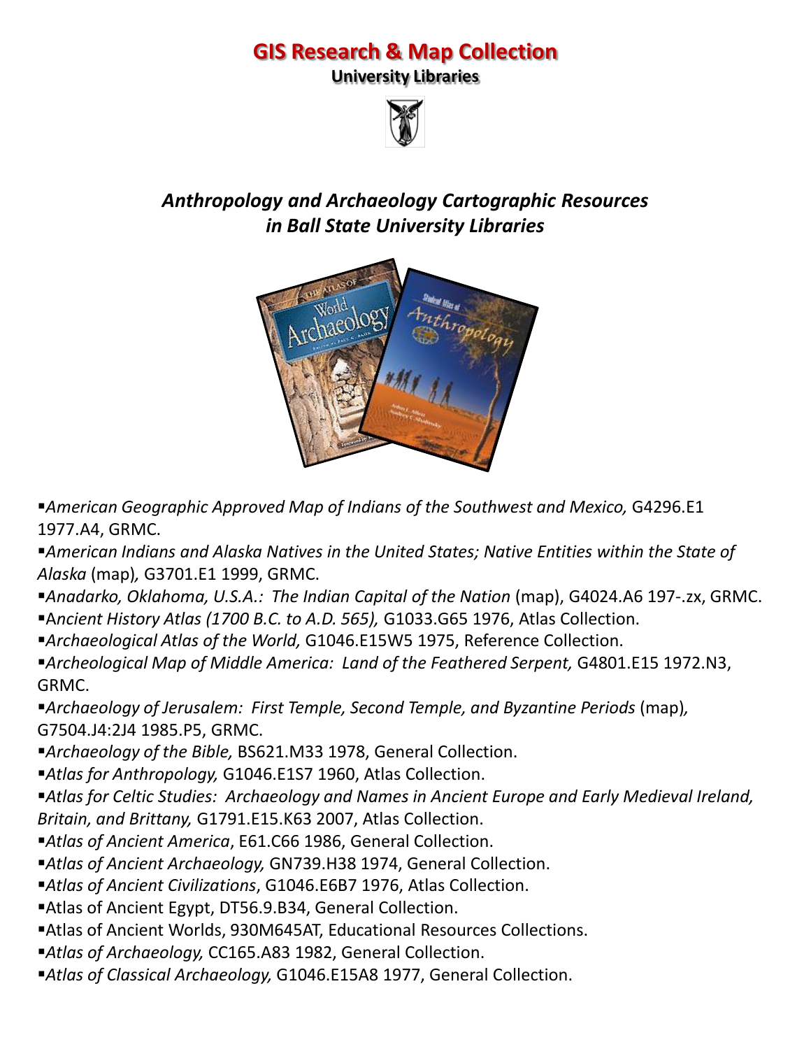# GIS Research & Map Collection

**University Libraries**

## *Anthropology and Archaeology Cartographic Resources in Ball State University Libraries*

- *American Geographic Approved Map of Indians of the Southwest and Mexico,* G4296.E1 1977.A4, GRMC.
- *American Indians and Alaska Natives in the United States; Native Entities within the State of Alaska* (map)*,* G3701.E1 1999, GRMC.
- *Anadarko, Oklahoma, U.S.A.: The Indian Capital of the Nation* (map), G4024.A6 197-.zx, GRMC.
- A*ncient History Atlas (1700 B.C. to A.D. 565),* G1033.G65 1976, Atlas Collection.
- *Archaeological Atlas of the World,* G1046.E15W5 1975, Reference Collection.
- *Archeological Map of Middle America: Land of the Feathered Serpent,* G4801.E15 1972.N3, GRMC.
- *Archaeology of Jerusalem: First Temple, Second Temple, and Byzantine Periods* (map)*,* G7504.J4:2J4 1985.P5, GRMC.
- *Archaeology of the Bible,* BS621.M33 1978, General Collection.
- *Atlas for Anthropology,* G1046.E1S7 1960, Atlas Collection.
- *Atlas for Celtic Studies: Archaeology and Names in Ancient Europe and Early Medieval Ireland, Britain, and Brittany,* G1791.E15.K63 2007, Atlas Collection.
- *Atlas of Ancient America*, E61.C66 1986, General Collection.
- *Atlas of Ancient Archaeology,* GN739.H38 1974, General Collection.
- *Atlas of Ancient Civilizations*, G1046.E6B7 1976, Atlas Collection.
- Atlas of Ancient Egypt, DT56.9.B34, General Collection.
- Atlas of Ancient Worlds, 930M645AT, Educational Resources Collections.
- *Atlas of Archaeology,* CC165.A83 1982, General Collection.
- *Atlas of Classical Archaeology,* G1046.E15A8 1977, General Collection.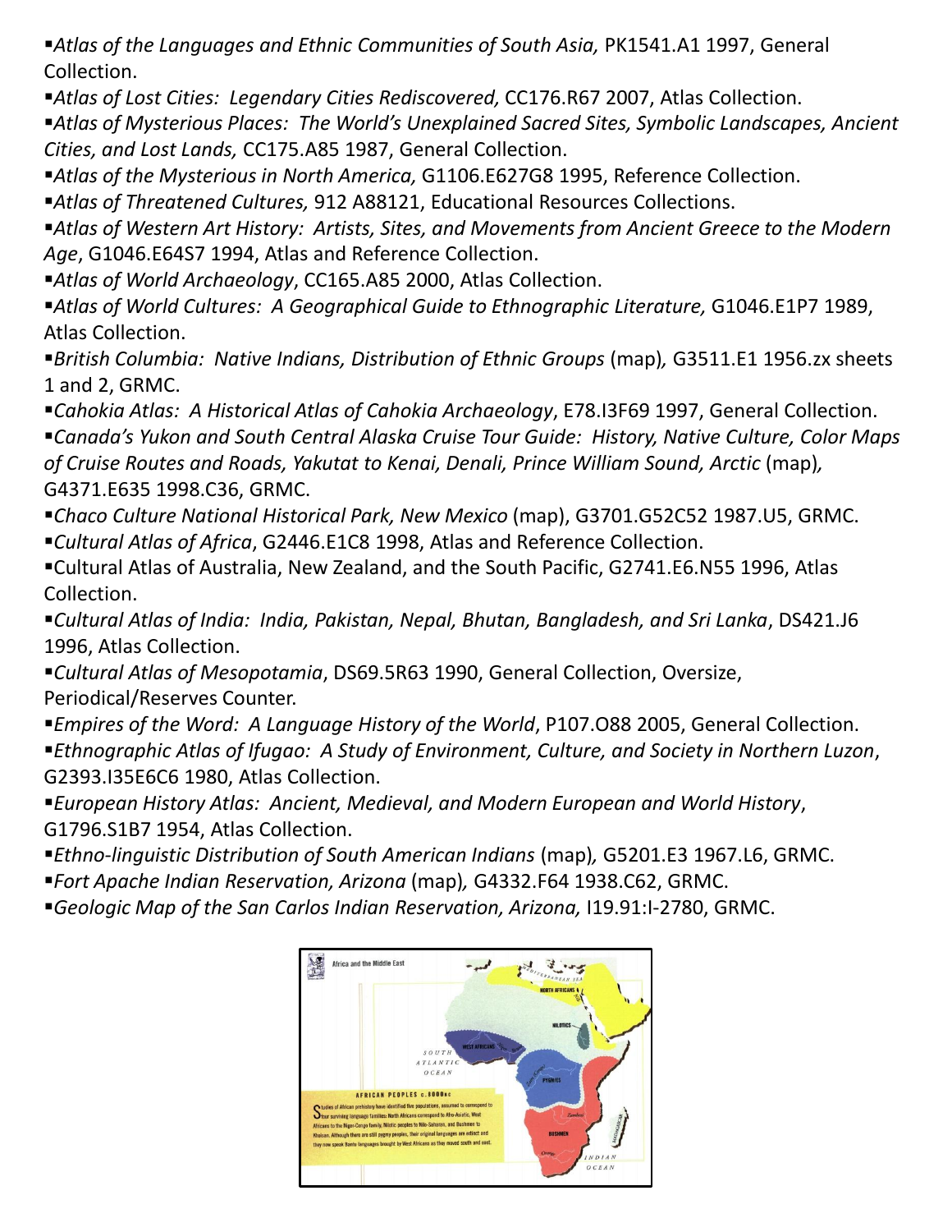- *Atlas of the Languages and Ethnic Communities of South Asia,* PK1541.A1 1997, General Collection.
- *Atlas of Lost Cities: Legendary Cities Rediscovered,* CC176.R67 2007, Atlas Collection.
- *Atlas of Mysterious Places: The World's Unexplained Sacred Sites, Symbolic Landscapes, Ancient Cities, and Lost Lands,* CC175.A85 1987, General Collection.
- *Atlas of the Mysterious in North America,* G1106.E627G8 1995, Reference Collection.
- *Atlas of Threatened Cultures,* 912 A88121, Educational Resources Collections.
- *Atlas of Western Art History: Artists, Sites, and Movements from Ancient Greece to the Modern Age*, G1046.E64S7 1994, Atlas and Reference Collection.
- *Atlas of World Archaeology*, CC165.A85 2000, Atlas Collection.
- *Atlas of World Cultures: A Geographical Guide to Ethnographic Literature,* G1046.E1P7 1989, Atlas Collection.
- *British Columbia: Native Indians, Distribution of Ethnic Groups* (map)*,* G3511.E1 1956.zx sheets 1 and 2, GRMC.
- *Cahokia Atlas: A Historical Atlas of Cahokia Archaeology*, E78.I3F69 1997, General Collection.
- *Canada's Yukon and South Central Alaska Cruise Tour Guide: History, Native Culture, Color Maps of Cruise Routes and Roads, Yakutat to Kenai, Denali, Prince William Sound, Arctic* (map)*,* G4371.E635 1998.C36, GRMC.
- *Chaco Culture National Historical Park, New Mexico* (map), G3701.G52C52 1987.U5, GRMC.
- *Cultural Atlas of Africa*, G2446.E1C8 1998, Atlas and Reference Collection.
- Cultural Atlas of Australia, New Zealand, and the South Pacific, G2741.E6.N55 1996, Atlas Collection.
- *Cultural Atlas of India: India, Pakistan, Nepal, Bhutan, Bangladesh, and Sri Lanka*, DS421.J6 1996, Atlas Collection.
- *Cultural Atlas of Mesopotamia*, DS69.5R63 1990, General Collection, Oversize, Periodical/Reserves Counter.
- *Empires of the Word: A Language History of the World*, P107.O88 2005, General Collection.
- *Ethnographic Atlas of Ifugao: A Study of Environment, Culture, and Society in Northern Luzon*, G2393.I35E6C6 1980, Atlas Collection.
- *European History Atlas: Ancient, Medieval, and Modern European and World History*, G1796.S1B7 1954, Atlas Collection.
- *Ethno-linguistic Distribution of South American Indians* (map)*,* G5201.E3 1967.L6, GRMC.
- *Fort Apache Indian Reservation, Arizona* (map)*,* G4332.F64 1938.C62, GRMC.
- *Geologic Map of the San Carlos Indian Reservation, Arizona,* I19.91:I-2780, GRMC.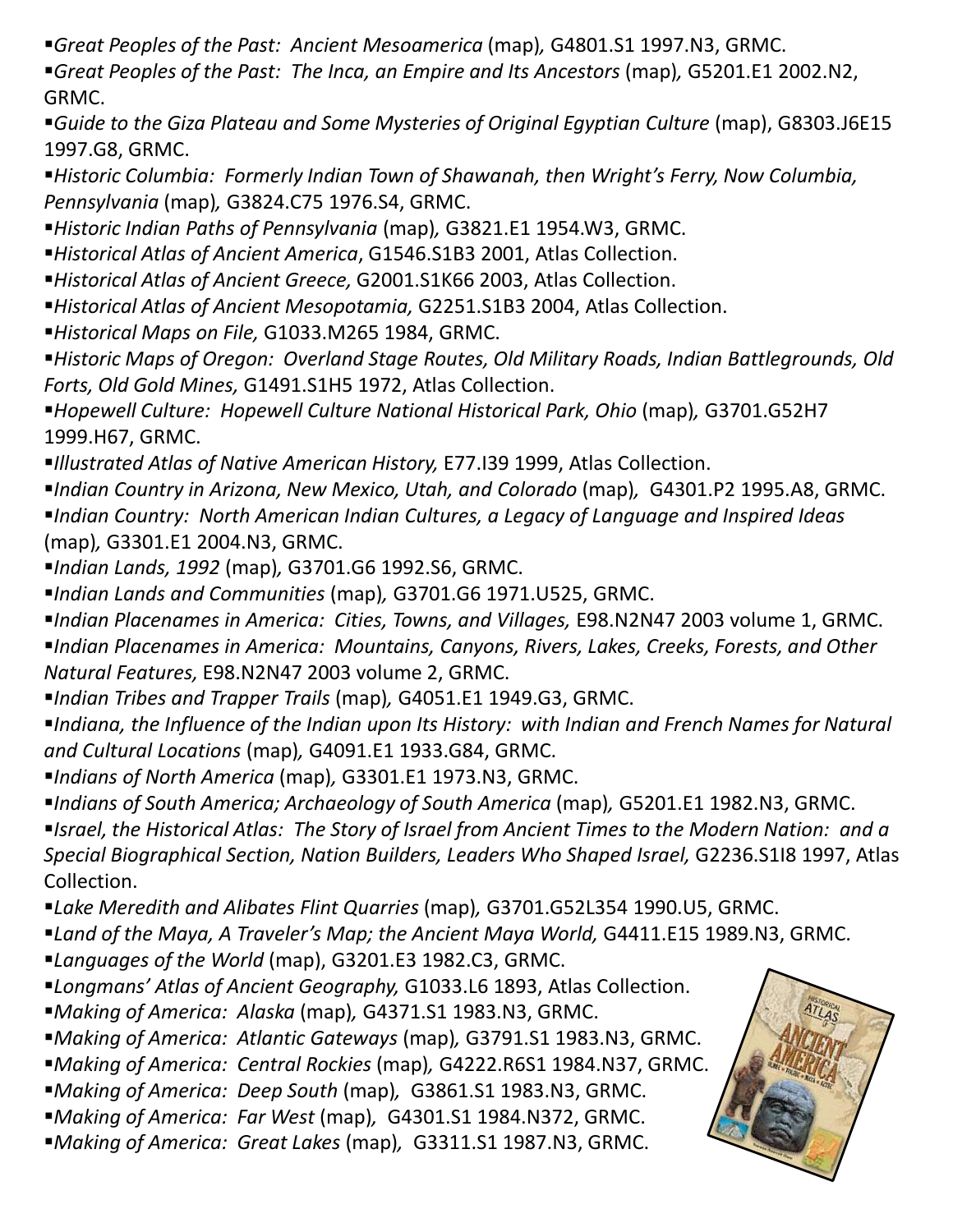- *Great Peoples of the Past: Ancient Mesoamerica* (map), G4801.S1 1997.N3, GRMC.
- *Great Peoples of the Past: The Inca, an Empire and Its Ancestors* (map), G5201.E1 2002.N2, GRMC.
- *Guide to the Giza Plateau and Some Mysteries of Original Egyptian Culture* (map), G8303.J6E15 1997.G8, GRMC.
- *Historic Columbia: Formerly Indian Town of Shawanah, then Wright's Ferry, Now Columbia, Pennsylvania* (map), G3824.C75 1976.S4, GRMC.
- *Historic Indian Paths of Pennsylvania* (map), G3821.E1 1954.W3, GRMC.
- *Historical Atlas of Ancient America*, G1546.S1B3 2001, Atlas Collection.
- *Historical Atlas of Ancient Greece,* G2001.S1K66 2003, Atlas Collection.
- *Historical Atlas of Ancient Mesopotamia,* G2251.S1B3 2004, Atlas Collection.
- *Historical Maps on File,* G1033.M265 1984, GRMC.
- *Historic Maps of Oregon: Overland Stage Routes, Old Military Roads, Indian Battlegrounds, Old Forts, Old Gold Mines,* G1491.S1H5 1972, Atlas Collection.
- *Hopewell Culture: Hopewell Culture National Historical Park, Ohio* (map), G3701.G52H7 1999.H67, GRMC.
- *Illustrated Atlas of Native American History,* E77.I39 1999, Atlas Collection.
- *Indian Country in Arizona, New Mexico, Utah, and Colorado* (map), G4301.P2 1995.A8, GRMC.
- *Indian Country: North American Indian Cultures, a Legacy of Language and Inspired Ideas* (map), G3301.E1 2004.N3, GRMC.
- *Indian Lands, 1992* (map), G3701.G6 1992.S6, GRMC.
- *Indian Lands and Communities* (map), G3701.G6 1971.U525, GRMC.
- *Indian Placenames in America: Cities, Towns, and Villages,* E98.N2N47 2003 volume 1, GRMC.
- *Indian Placenames in America: Mountains, Canyons, Rivers, Lakes, Creeks, Forests, and Other Natural Features,* E98.N2N47 2003 volume 2, GRMC.
- *Indian Tribes and Trapper Trails* (map), G4051.E1 1949.G3, GRMC.
- *Indiana, the Influence of the Indian upon Its History: with Indian and French Names for Natural and Cultural Locations* (map), G4091.E1 1933.G84, GRMC.
- *Indians of North America* (map), G3301.E1 1973.N3, GRMC.
- *Indians of South America; Archaeology of South America* (map), G5201.E1 1982.N3, GRMC.
- *Israel, the Historical Atlas: The Story of Israel from Ancient Times to the Modern Nation: and a Special Biographical Section, Nation Builders, Leaders Who Shaped Israel,* G2236.S1I8 1997, Atlas Collection.
- *Lake Meredith and Alibates Flint Quarries* (map), G3701.G52L354 1990.U5, GRMC.
- *Land of the Maya, A Traveler's Map; the Ancient Maya World,* G4411.E15 1989.N3, GRMC.
- *Languages of the World* (map), G3201.E3 1982.C3, GRMC.
- *Longmans' Atlas of Ancient Geography,* G1033.L6 1893, Atlas Collection.
- *Making of America: Alaska* (map), G4371.S1 1983.N3, GRMC.
- *Making of America: Atlantic Gateways* (map), G3791.S1 1983.N3, GRMC.
- *Making of America: Central Rockies* (map), G4222.R6S1 1984.N37, GRMC.
- *Making of America: Deep South* (map), G3861.S1 1983.N3, GRMC.
- *Making of America: Far West* (map), G4301.S1 1984.N372, GRMC.
- *Making of America: Great Lakes* (map), G3311.S1 1987.N3, GRMC.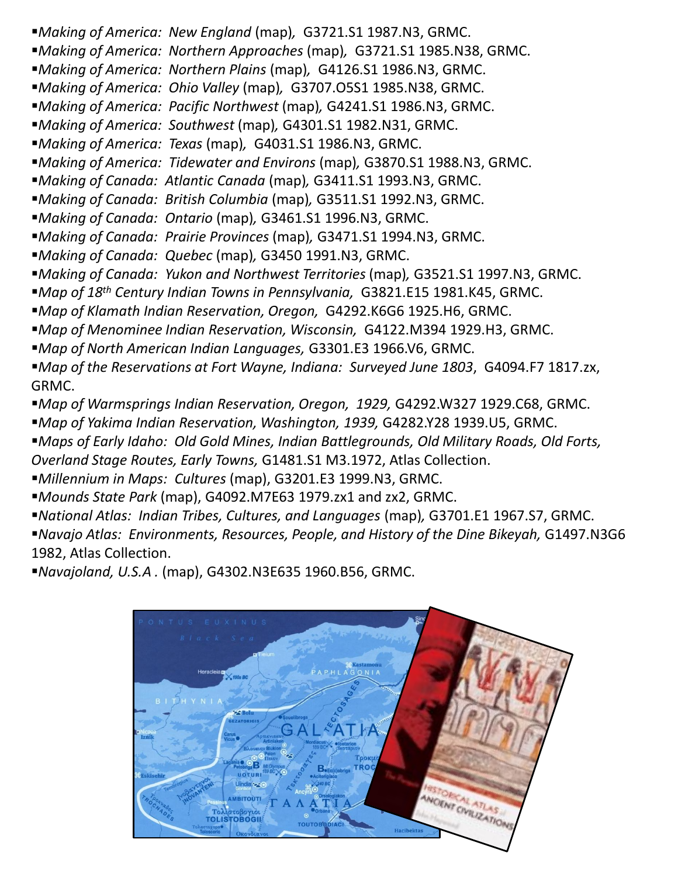- *Making of America: New England* (map), G3721.S1 1987.N3, GRMC.
- *Making of America: Northern Approaches* (map), G3721.S1 1985.N38, GRMC.
- *Making of America: Northern Plains* (map), G4126.S1 1986.N3, GRMC.
- *Making of America: Ohio Valley* (map), G3707.O5S1 1985.N38, GRMC.
- *Making of America: Pacific Northwest* (map), G4241.S1 1986.N3, GRMC.
- *Making of America: Southwest* (map), G4301.S1 1982.N31, GRMC.
- *Making of America: Texas* (map), G4031.S1 1986.N3, GRMC.
- *Making of America: Tidewater and Environs* (map), G3870.S1 1988.N3, GRMC.
- *Making of Canada: Atlantic Canada* (map), G3411.S1 1993.N3, GRMC.
- *Making of Canada: British Columbia* (map), G3511.S1 1992.N3, GRMC.
- *Making of Canada: Ontario* (map), G3461.S1 1996.N3, GRMC.
- *Making of Canada: Prairie Provinces* (map), G3471.S1 1994.N3, GRMC.
- *Making of Canada: Quebec* (map), G3450 1991.N3, GRMC.
- *Making of Canada: Yukon and Northwest Territories* (map), G3521.S1 1997.N3, GRMC.
- *Map of 18th Century Indian Towns in Pennsylvania,* G3821.E15 1981.K45, GRMC.
- *Map of Klamath Indian Reservation, Oregon,* G4292.K6G6 1925.H6, GRMC.
- *Map of Menominee Indian Reservation, Wisconsin,* G4122.M394 1929.H3, GRMC.
- *Map of North American Indian Languages,* G3301.E3 1966.V6, GRMC.
- *Map of the Reservations at Fort Wayne, Indiana: Surveyed June 1803*, G4094.F7 1817.zx, GRMC.
- *Map of Warmsprings Indian Reservation, Oregon, 1929,* G4292.W327 1929.C68, GRMC.
- *Map of Yakima Indian Reservation, Washington, 1939,* G4282.Y28 1939.U5, GRMC.
- *Maps of Early Idaho: Old Gold Mines, Indian Battlegrounds, Old Military Roads, Old Forts, Overland Stage Routes, Early Towns,* G1481.S1 M3.1972, Atlas Collection.
- *Millennium in Maps: Cultures* (map), G3201.E3 1999.N3, GRMC.
- *Mounds State Park* (map), G4092.M7E63 1979.zx1 and zx2, GRMC.
- *National Atlas: Indian Tribes, Cultures, and Languages* (map), G3701.E1 1967.S7, GRMC.
- *Navajo Atlas: Environments, Resources, People, and History of the Dine Bikeyah,* G1497.N3G6 1982, Atlas Collection.
- *Navajoland, U.S.A .* (map), G4302.N3E635 1960.B56, GRMC.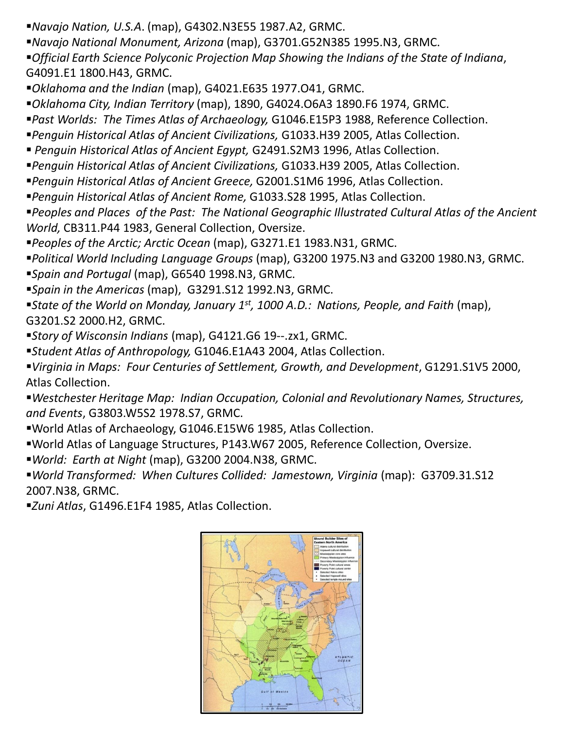- *Navajo Nation, U.S.A.* (map), G4302.N3E55 1987.A2, GRMC.
- *Navajo National Monument, Arizona* (map), G3701.G52N385 1995.N3, GRMC.
- *Official Earth Science Polyconic Projection Map Showing the Indians of the State of Indiana*, G4091.E1 1800.H43, GRMC.
- *Oklahoma and the Indian* (map), G4021.E635 1977.O41, GRMC.
- *Oklahoma City, Indian Territory* (map), 1890, G4024.O6A3 1890.F6 1974, GRMC.
- *Past Worlds: The Times Atlas of Archaeology,* G1046.E15P3 1988, Reference Collection.
- *Penguin Historical Atlas of Ancient Civilizations,* G1033.H39 2005, Atlas Collection.
- *Penguin Historical Atlas of Ancient Egypt,* G2491.S2M3 1996, Atlas Collection.
- *Penguin Historical Atlas of Ancient Civilizations,* G1033.H39 2005, Atlas Collection.
- *Penguin Historical Atlas of Ancient Greece,* G2001.S1M6 1996, Atlas Collection.
- *Penguin Historical Atlas of Ancient Rome,* G1033.S28 1995, Atlas Collection.
- *Peoples and Places of the Past: The National Geographic Illustrated Cultural Atlas of the Ancient World,* CB311.P44 1983, General Collection, Oversize.
- *Peoples of the Arctic; Arctic Ocean* (map), G3271.E1 1983.N31, GRMC.
- *Political World Including Language Groups* (map), G3200 1975.N3 and G3200 1980.N3, GRMC.
- *Spain and Portugal* (map), G6540 1998.N3, GRMC.
- *Spain in the Americas* (map), G3291.S12 1992.N3, GRMC.
- *State of the World on Monday, January 1st, 1000 A.D.: Nations, People, and Faith* (map), G3201.S2 2000.H2, GRMC.
- *Story of Wisconsin Indians* (map), G4121.G6 19--.zx1, GRMC.
- *Student Atlas of Anthropology,* G1046.E1A43 2004, Atlas Collection.
- *Virginia in Maps: Four Centuries of Settlement, Growth, and Development*, G1291.S1V5 2000, Atlas Collection.
- *Westchester Heritage Map: Indian Occupation, Colonial and Revolutionary Names, Structures, and Events*, G3803.W5S2 1978.S7, GRMC.
- World Atlas of Archaeology, G1046.E15W6 1985, Atlas Collection.
- World Atlas of Language Structures, P143.W67 2005, Reference Collection, Oversize.
- *World: Earth at Night* (map), G3200 2004.N38, GRMC.
- *World Transformed: When Cultures Collided: Jamestown, Virginia* (map): G3709.31.S12 2007.N38, GRMC.
- *Zuni Atlas*, G1496.E1F4 1985, Atlas Collection.